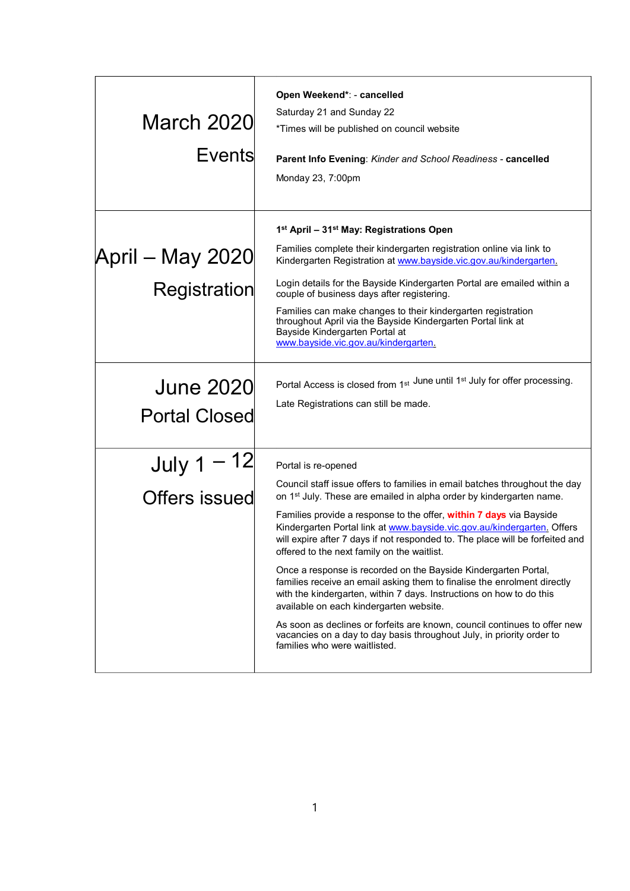| | |
|---|---|
| March 2020<br>Events | **Open Weekend***: - **cancelled**<br>Saturday 21 and Sunday 22<br>*Times will be published on council website<br><br>**Parent Info Evening**: *Kinder and School Readiness* - **cancelled**<br>Monday 23, 7:00pm |
| April – May 2020<br>Registration | **1st April – 31st May: Registrations Open**<br>Families complete their kindergarten registration online via link to Kindergarten Registration at www.bayside.vic.gov.au/kindergarten.<br><br>Login details for the Bayside Kindergarten Portal are emailed within a couple of business days after registering.<br><br>Families can make changes to their kindergarten registration throughout April via the Bayside Kindergarten Portal link at Bayside Kindergarten Portal at www.bayside.vic.gov.au/kindergarten. |
| June 2020<br>Portal Closed | Portal Access is closed from 1st June until 1st July for offer processing.<br><br>Late Registrations can still be made. |
| July 1 – 12<br>Offers issued | Portal is re-opened<br><br>Council staff issue offers to families in email batches throughout the day on 1st July. These are emailed in alpha order by kindergarten name.<br><br>Families provide a response to the offer, **within 7 days** via Bayside Kindergarten Portal link at www.bayside.vic.gov.au/kindergarten. Offers will expire after 7 days if not responded to. The place will be forfeited and offered to the next family on the waitlist.<br><br>Once a response is recorded on the Bayside Kindergarten Portal, families receive an email asking them to finalise the enrolment directly with the kindergarten, within 7 days. Instructions on how to do this available on each kindergarten website.<br><br>As soon as declines or forfeits are known, council continues to offer new vacancies on a day to day basis throughout July, in priority order to families who were waitlisted. |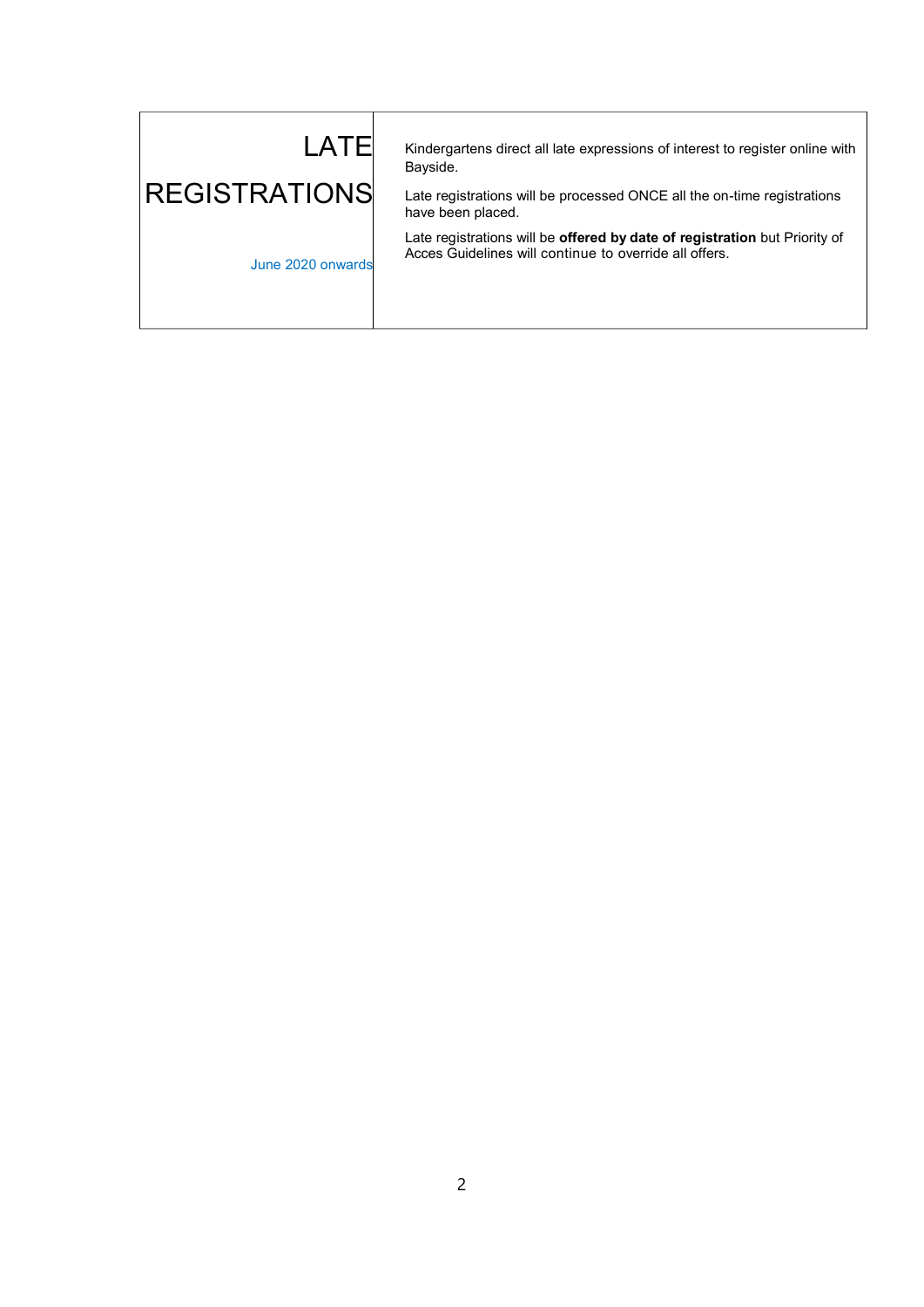| | |
|---|---|
| LATE REGISTRATIONS<br><br>June 2020 onwards | Kindergartens direct all late expressions of interest to register online with Bayside.<br><br>Late registrations will be processed ONCE all the on-time registrations have been placed.<br><br>Late registrations will be **offered by date of registration** but Priority of Acces Guidelines will continue to override all offers. |